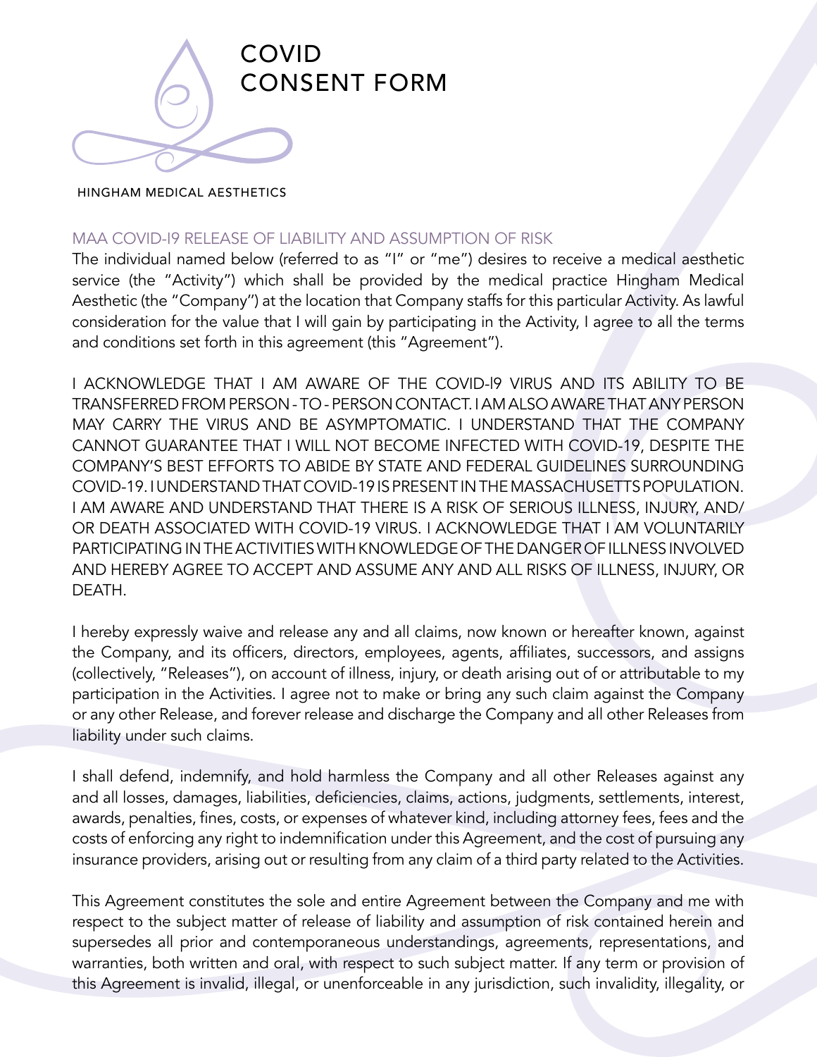# COVID CONSENT FORM

HINGHAM MEDICAL AESTHETICS

## MAA COVID-I9 RELEASE OF LIABILITY AND ASSUMPTION OF RISK

The individual named below (referred to as "I" or "me") desires to receive a medical aesthetic service (the "Activity") which shall be provided by the medical practice Hingham Medical Aesthetic (the "Company") at the location that Company staffs for this particular Activity. As lawful consideration for the value that I will gain by participating in the Activity, I agree to all the terms and conditions set forth in this agreement (this "Agreement").

I ACKNOWLEDGE THAT I AM AWARE OF THE COVID-I9 VIRUS AND ITS ABILITY TO BE TRANSFERRED FROM PERSON - TO - PERSON CONTACT. I AM ALSO AWARE THAT ANY PERSON MAY CARRY THE VIRUS AND BE ASYMPTOMATIC. I UNDERSTAND THAT THE COMPANY CANNOT GUARANTEE THAT I WILL NOT BECOME INFECTED WITH COVID-19, DESPITE THE COMPANY'S BEST EFFORTS TO ABIDE BY STATE AND FEDERAL GUIDELINES SURROUNDING COVID-19. I UNDERSTAND THAT COVID-19 IS PRESENT IN THE MASSACHUSETTS POPULATION. I AM AWARE AND UNDERSTAND THAT THERE IS A RISK OF SERIOUS ILLNESS, INJURY, AND/ OR DEATH ASSOCIATED WITH COVID-19 VIRUS. I ACKNOWLEDGE THAT I AM VOLUNTARILY PARTICIPATING IN THE ACTIVITIES WITH KNOWLEDGE OF THE DANGER OF ILLNESS INVOLVED AND HEREBY AGREE TO ACCEPT AND ASSUME ANY AND ALL RISKS OF ILLNESS, INJURY, OR DEATH.

I hereby expressly waive and release any and all claims, now known or hereafter known, against the Company, and its officers, directors, employees, agents, affiliates, successors, and assigns (collectively, "Releases"), on account of illness, injury, or death arising out of or attributable to my participation in the Activities. I agree not to make or bring any such claim against the Company or any other Release, and forever release and discharge the Company and all other Releases from liability under such claims.

I shall defend, indemnify, and hold harmless the Company and all other Releases against any and all losses, damages, liabilities, deficiencies, claims, actions, judgments, settlements, interest, awards, penalties, fines, costs, or expenses of whatever kind, including attorney fees, fees and the costs of enforcing any right to indemnification under this Agreement, and the cost of pursuing any insurance providers, arising out or resulting from any claim of a third party related to the Activities.

This Agreement constitutes the sole and entire Agreement between the Company and me with respect to the subject matter of release of liability and assumption of risk contained herein and supersedes all prior and contemporaneous understandings, agreements, representations, and warranties, both written and oral, with respect to such subject matter. If any term or provision of this Agreement is invalid, illegal, or unenforceable in any jurisdiction, such invalidity, illegality, or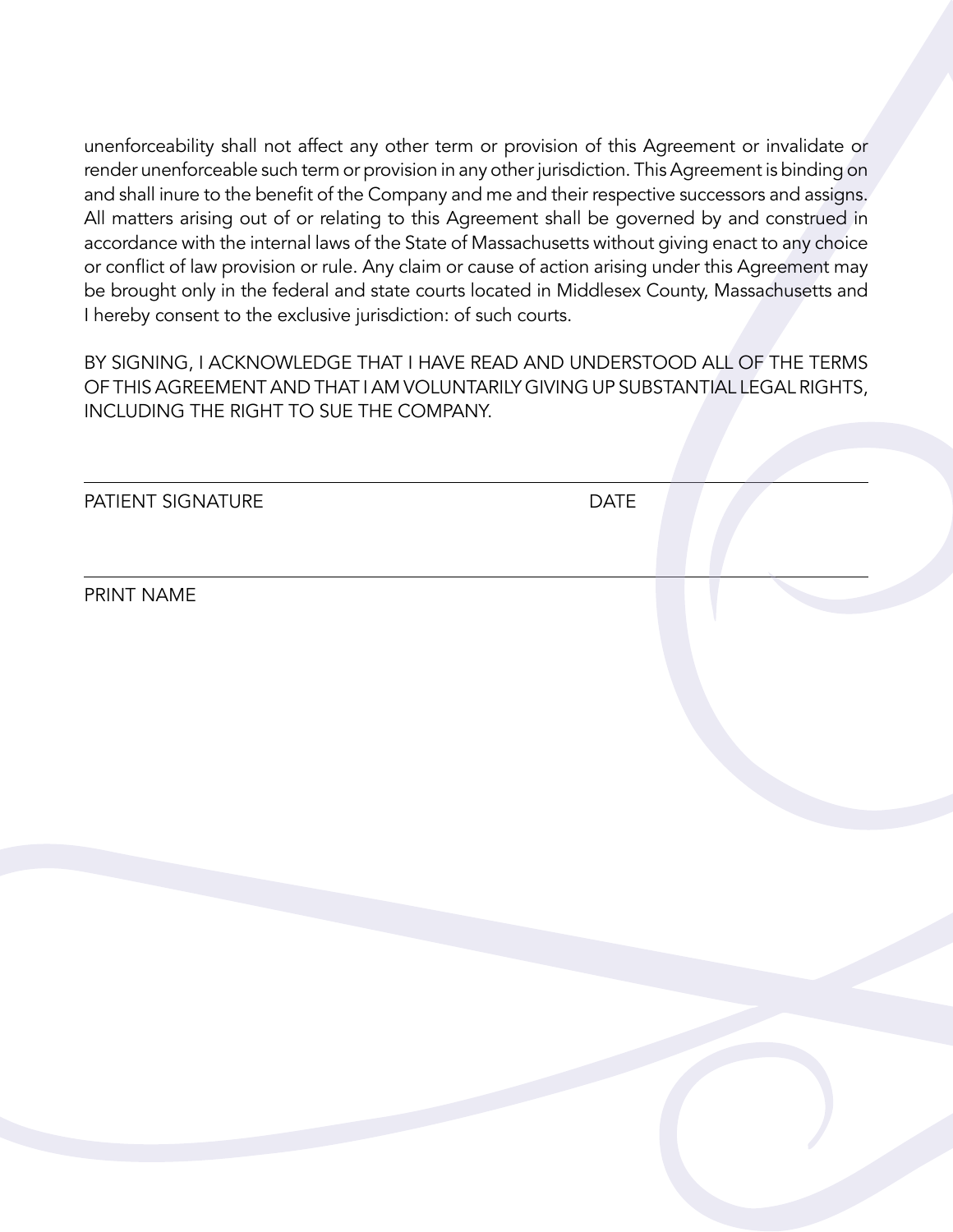unenforceability shall not affect any other term or provision of this Agreement or invalidate or render unenforceable such term or provision in any other jurisdiction. This Agreement is binding on and shall inure to the benefit of the Company and me and their respective successors and assigns. All matters arising out of or relating to this Agreement shall be governed by and construed in accordance with the internal laws of the State of Massachusetts without giving enact to any choice or conflict of law provision or rule. Any claim or cause of action arising under this Agreement may be brought only in the federal and state courts located in Middlesex County, Massachusetts and I hereby consent to the exclusive jurisdiction: of such courts.

BY SIGNING, I ACKNOWLEDGE THAT I HAVE READ AND UNDERSTOOD ALL OF THE TERMS OF THIS AGREEMENT AND THAT I AM VOLUNTARILY GIVING UP SUBSTANTIAL LEGAL RIGHTS, INCLUDING THE RIGHT TO SUE THE COMPANY.

______________________________________________________________________

PATIENT SIGNATURE DATE

______________________________________________________________________

PRINT NAME